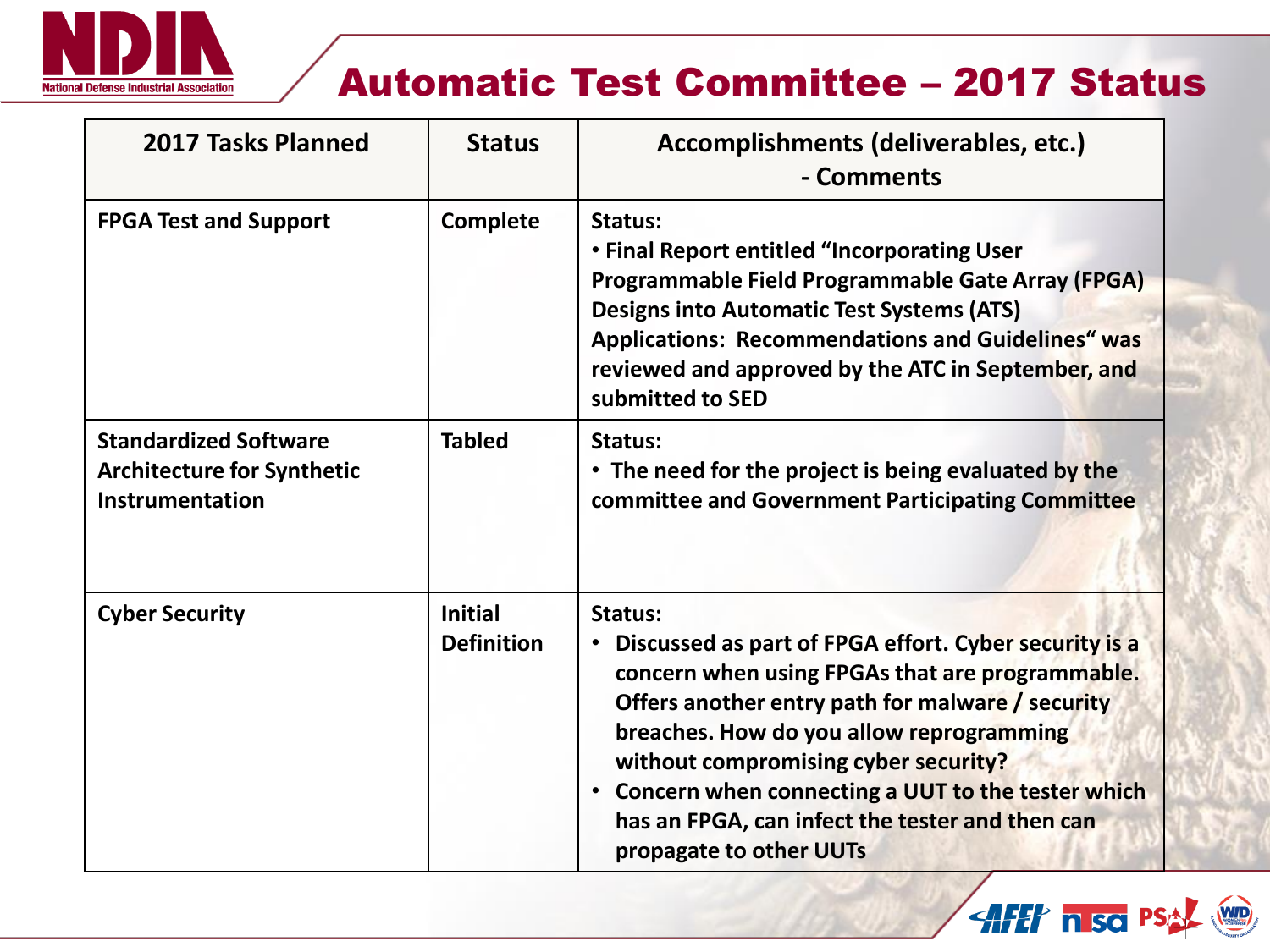# Automatic Test Committee – 2017 Status

| 2017 Tasks Planned | Status | Accomplishments (deliverables, etc.) - Comments |
|---|---|---|
| **FPGA Test and Support** | **Complete** | **Status:** <br>• Final Report entitled "Incorporating User Programmable Field Programmable Gate Array (FPGA) Designs into Automatic Test Systems (ATS) Applications: Recommendations and Guidelines" was reviewed and approved by the ATC in September, and submitted to SED |
| **Standardized Software Architecture for Synthetic Instrumentation** | **Tabled** | **Status:** <br>• The need for the project is being evaluated by the committee and Government Participating Committee |
| **Cyber Security** | **Initial Definition** | **Status:** <br>• Discussed as part of FPGA effort. Cyber security is a concern when using FPGAs that are programmable. Offers another entry path for malware / security breaches. How do you allow reprogramming without compromising cyber security? <br>• Concern when connecting a UUT to the tester which has an FPGA, can infect the tester and then can propagate to other UUTs |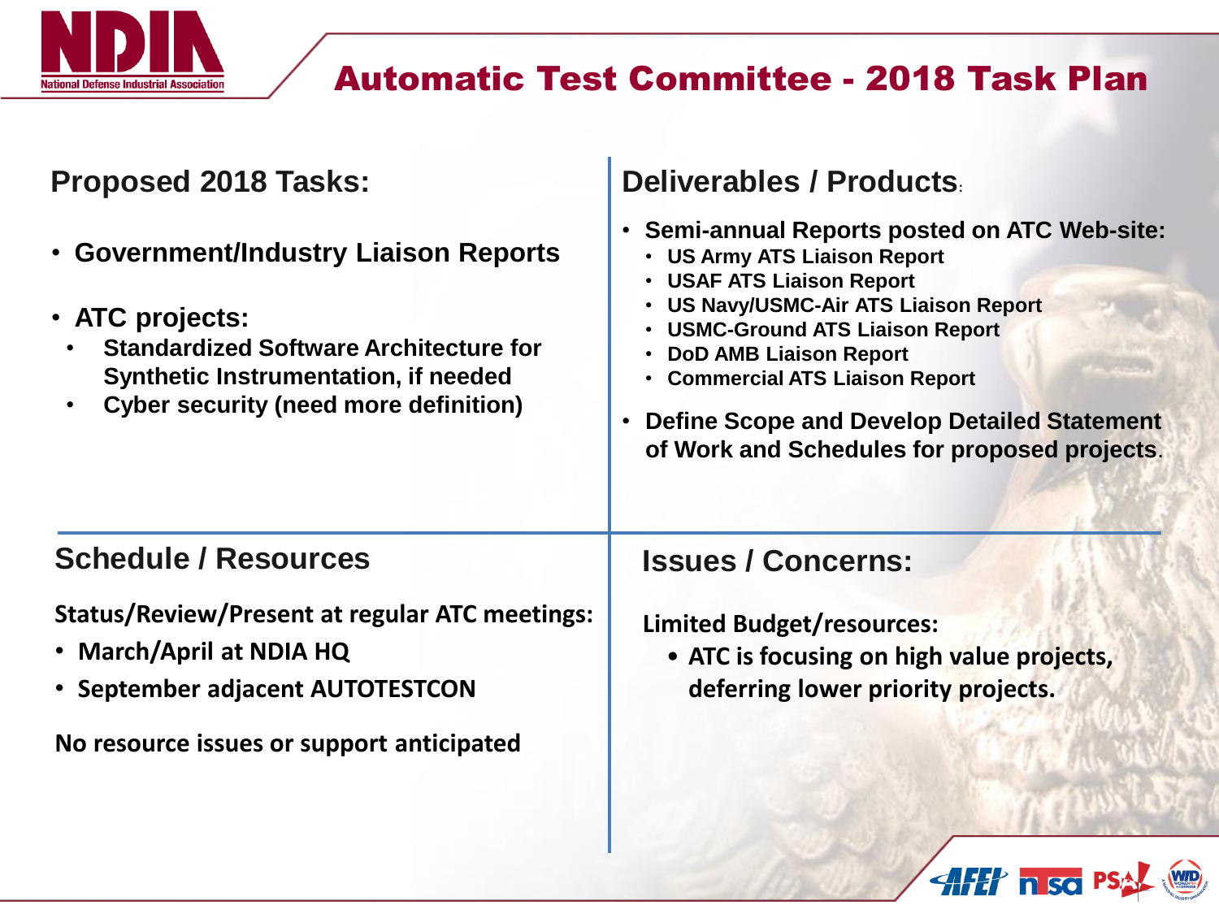# Automatic Test Committee - 2018 Task Plan

## Proposed 2018 Tasks:

- **Government/Industry Liaison Reports**
- **ATC projects:**
  - **Standardized Software Architecture for Synthetic Instrumentation, if needed**
  - **Cyber security (need more definition)**

## Deliverables / Products:

- **Semi-annual Reports posted on ATC Web-site:**
  - **US Army ATS Liaison Report**
  - **USAF ATS Liaison Report**
  - **US Navy/USMC-Air ATS Liaison Report**
  - **USMC-Ground ATS Liaison Report**
  - **DoD AMB Liaison Report**
  - **Commercial ATS Liaison Report**
- **Define Scope and Develop Detailed Statement of Work and Schedules for proposed projects.**

## Schedule / Resources

**Status/Review/Present at regular ATC meetings:**

- **March/April at NDIA HQ**
- **September adjacent AUTOTESTCON**

**No resource issues or support anticipated**

## Issues / Concerns:

**Limited Budget/resources:**

- **ATC is focusing on high value projects, deferring lower priority projects.**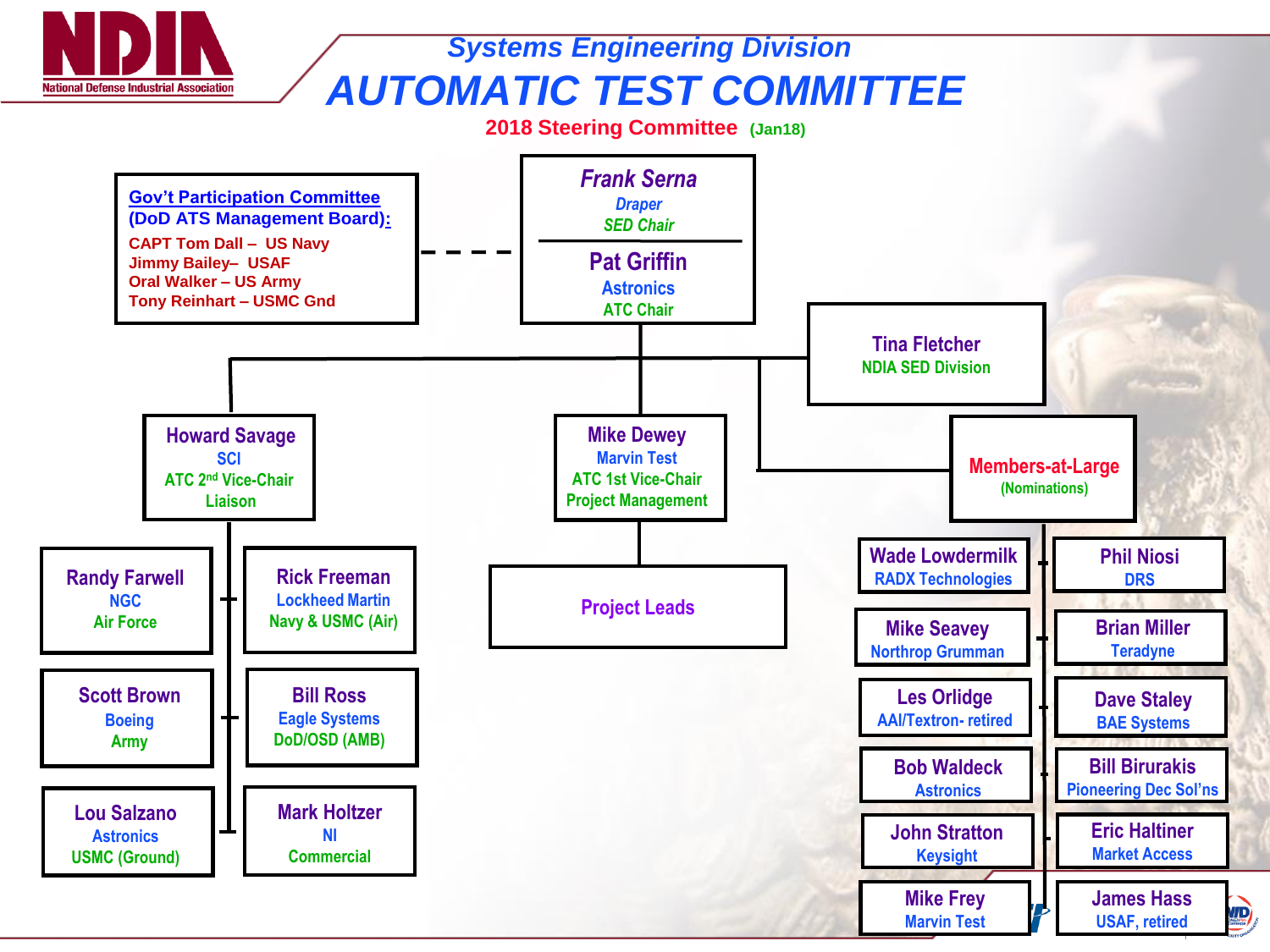# NDIA

National Defense Industrial Association

## *Systems Engineering Division*

# *AUTOMATIC TEST COMMITTEE*

**2018 Steering Committee (Jan18)**

**Gov't Participation Committee (DoD ATS Management Board):**

- CAPT Tom Dall – US Navy
- Jimmy Bailey– USAF
- Oral Walker – US Army
- Tony Reinhart – USMC Gnd

***Frank Serna***
*Draper*
*SED Chair*

**Pat Griffin**
Astronics
ATC Chair

**Tina Fletcher**
NDIA SED Division

**Howard Savage**
SCI
ATC 2nd Vice-Chair
Liaison

**Mike Dewey**
Marvin Test
ATC 1st Vice-Chair
Project Management

**Members-at-Large**
(Nominations)

**Project Leads**

| Name | Organization | Service |
|---|---|---|
| Randy Farwell | NGC | Air Force |
| Rick Freeman | Lockheed Martin | Navy & USMC (Air) |
| Scott Brown | Boeing | Army |
| Bill Ross | Eagle Systems | DoD/OSD (AMB) |
| Lou Salzano | Astronics | USMC (Ground) |
| Mark Holtzer | NI | Commercial |

**Members-at-Large:**

| Name | Organization |
|---|---|
| Wade Lowdermilk | RADX Technologies |
| Phil Niosi | DRS |
| Mike Seavey | Northrop Grumman |
| Brian Miller | Teradyne |
| Les Orlidge | AAI/Textron- retired |
| Dave Staley | BAE Systems |
| Bob Waldeck | Astronics |
| Bill Birurakis | Pioneering Dec Sol'ns |
| John Stratton | Keysight |
| Eric Haltiner | Market Access |
| Mike Frey | Marvin Test |
| James Hass | USAF, retired |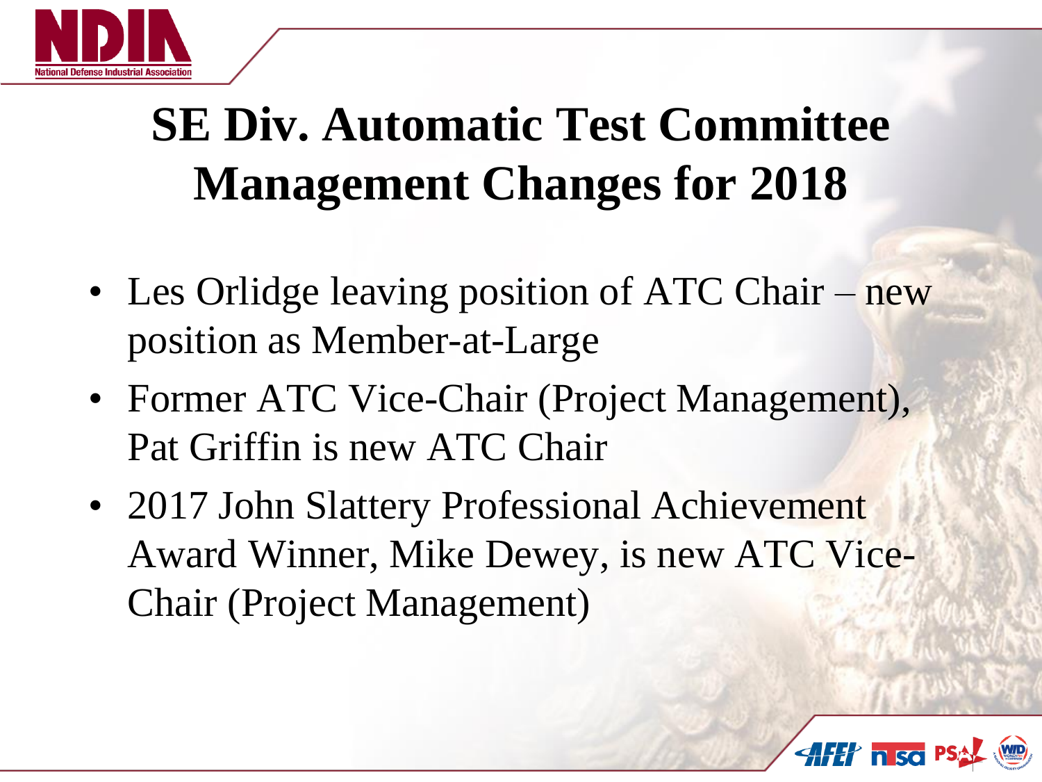# SE Div. Automatic Test Committee Management Changes for 2018

- Les Orlidge leaving position of ATC Chair – new position as Member-at-Large
- Former ATC Vice-Chair (Project Management), Pat Griffin is new ATC Chair
- 2017 John Slattery Professional Achievement Award Winner, Mike Dewey, is new ATC Vice-Chair (Project Management)